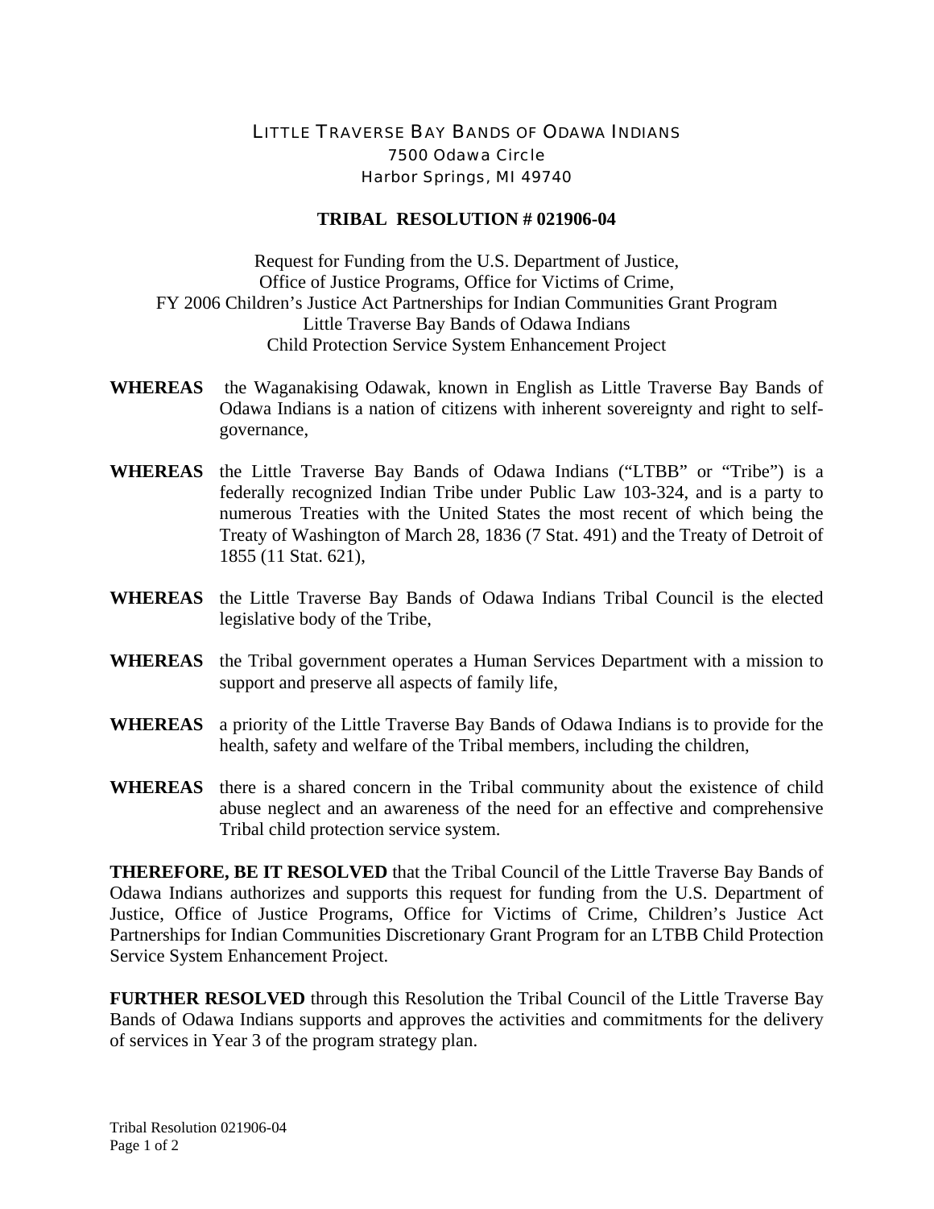# LITTLE TRAVERSE BAY BANDS OF ODAWA INDIANS

7500 Odawa Circle
Harbor Springs, MI 49740

## TRIBAL RESOLUTION # 021906-04

Request for Funding from the U.S. Department of Justice,
Office of Justice Programs, Office for Victims of Crime,
FY 2006 Children's Justice Act Partnerships for Indian Communities Grant Program
Little Traverse Bay Bands of Odawa Indians
Child Protection Service System Enhancement Project

**WHEREAS** the Waganakising Odawak, known in English as Little Traverse Bay Bands of Odawa Indians is a nation of citizens with inherent sovereignty and right to self-governance,

**WHEREAS** the Little Traverse Bay Bands of Odawa Indians ("LTBB" or "Tribe") is a federally recognized Indian Tribe under Public Law 103-324, and is a party to numerous Treaties with the United States the most recent of which being the Treaty of Washington of March 28, 1836 (7 Stat. 491) and the Treaty of Detroit of 1855 (11 Stat. 621),

**WHEREAS** the Little Traverse Bay Bands of Odawa Indians Tribal Council is the elected legislative body of the Tribe,

**WHEREAS** the Tribal government operates a Human Services Department with a mission to support and preserve all aspects of family life,

**WHEREAS** a priority of the Little Traverse Bay Bands of Odawa Indians is to provide for the health, safety and welfare of the Tribal members, including the children,

**WHEREAS** there is a shared concern in the Tribal community about the existence of child abuse neglect and an awareness of the need for an effective and comprehensive Tribal child protection service system.

**THEREFORE, BE IT RESOLVED** that the Tribal Council of the Little Traverse Bay Bands of Odawa Indians authorizes and supports this request for funding from the U.S. Department of Justice, Office of Justice Programs, Office for Victims of Crime, Children's Justice Act Partnerships for Indian Communities Discretionary Grant Program for an LTBB Child Protection Service System Enhancement Project.

**FURTHER RESOLVED** through this Resolution the Tribal Council of the Little Traverse Bay Bands of Odawa Indians supports and approves the activities and commitments for the delivery of services in Year 3 of the program strategy plan.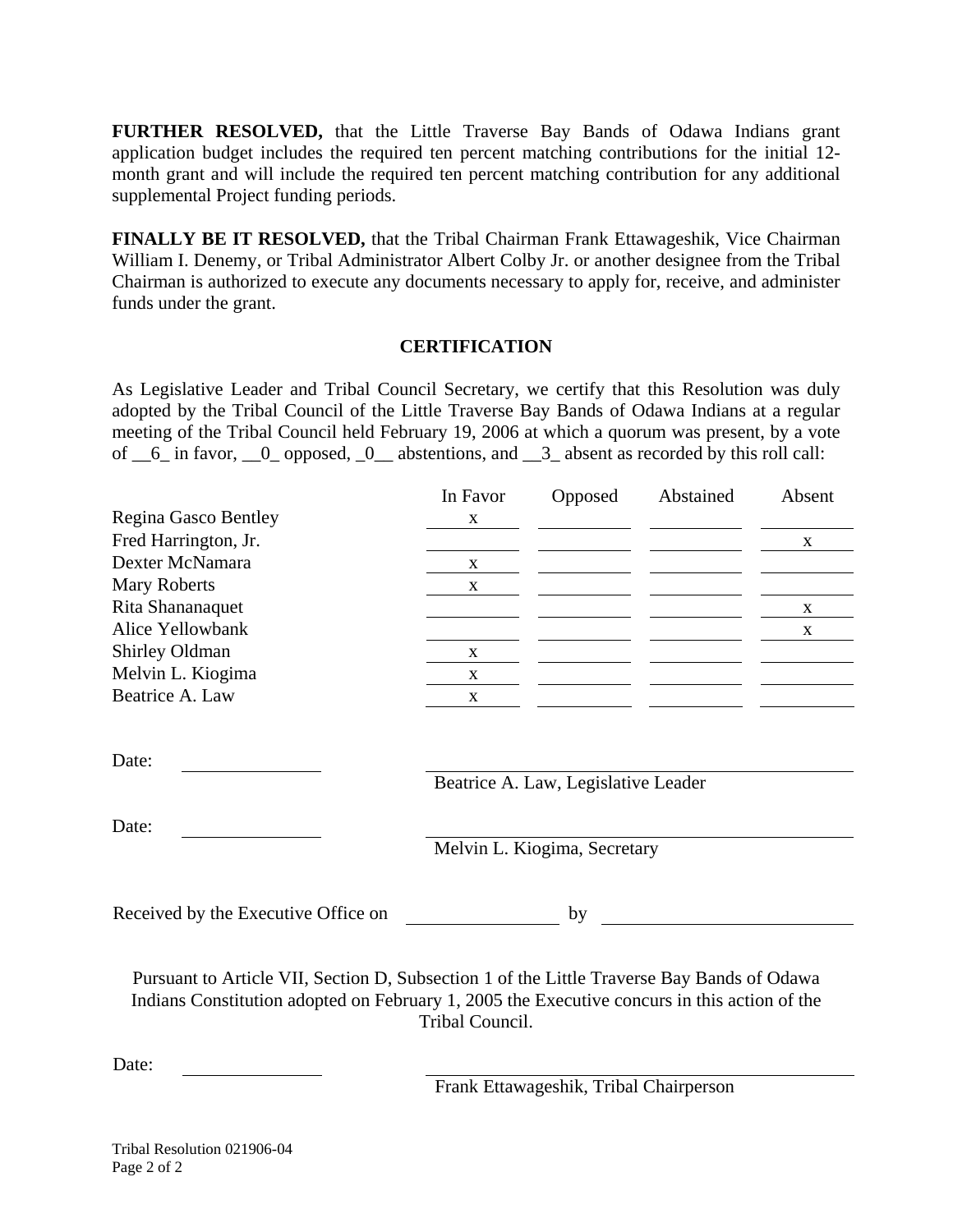**FURTHER RESOLVED,** that the Little Traverse Bay Bands of Odawa Indians grant application budget includes the required ten percent matching contributions for the initial 12-month grant and will include the required ten percent matching contribution for any additional supplemental Project funding periods.

**FINALLY BE IT RESOLVED,** that the Tribal Chairman Frank Ettawageshik, Vice Chairman William I. Denemy, or Tribal Administrator Albert Colby Jr. or another designee from the Tribal Chairman is authorized to execute any documents necessary to apply for, receive, and administer funds under the grant.

## CERTIFICATION

As Legislative Leader and Tribal Council Secretary, we certify that this Resolution was duly adopted by the Tribal Council of the Little Traverse Bay Bands of Odawa Indians at a regular meeting of the Tribal Council held February 19, 2006 at which a quorum was present, by a vote of __6_ in favor, __0_ opposed, _0__ abstentions, and __3_ absent as recorded by this roll call:

| | In Favor | Opposed | Abstained | Absent |
|---|---|---|---|---|
| Regina Gasco Bentley | x | | | |
| Fred Harrington, Jr. | | | | x |
| Dexter McNamara | x | | | |
| Mary Roberts | x | | | |
| Rita Shananaquet | | | | x |
| Alice Yellowbank | | | | x |
| Shirley Oldman | x | | | |
| Melvin L. Kiogima | x | | | |
| Beatrice A. Law | x | | | |

Date: ______________

______________________________
Beatrice A. Law, Legislative Leader

Date: ______________

______________________________
Melvin L. Kiogima, Secretary

Received by the Executive Office on ______________ by ______________________

Pursuant to Article VII, Section D, Subsection 1 of the Little Traverse Bay Bands of Odawa Indians Constitution adopted on February 1, 2005 the Executive concurs in this action of the Tribal Council.

Date: ______________

______________________________
Frank Ettawageshik, Tribal Chairperson

Tribal Resolution 021906-04